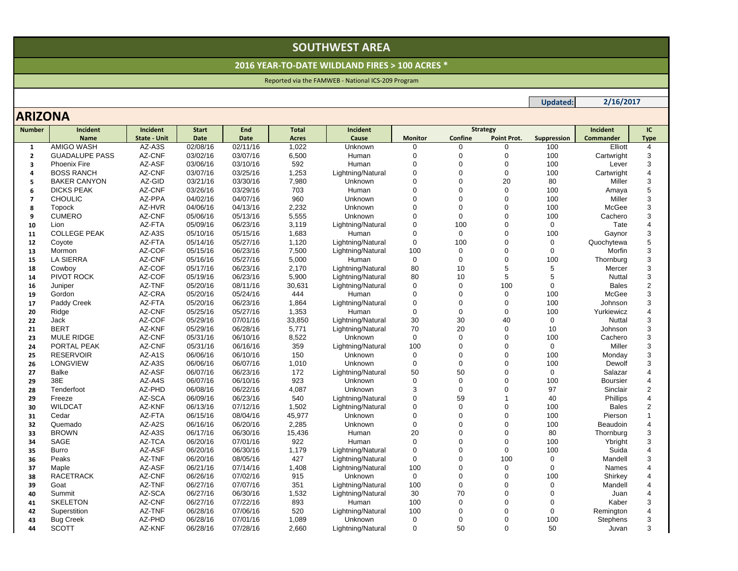# SOUTHWEST AREA

## 2016 YEAR-TO-DATE WILDLAND FIRES > 100 ACRES *

Reported via the FAMWEB - National ICS-209 Program

**Updated:** 2/16/2017

## ARIZONA

| Number | Incident Name | Incident State - Unit | Start Date | End Date | Total Acres | Incident Cause | Strategy Monitor | Confine | Point Prot. | Suppression | Incident Commander | IC Type |
|---|---|---|---|---|---|---|---|---|---|---|---|---|
| 1 | AMIGO WASH | AZ-A3S | 02/08/16 | 02/11/16 | 1,022 | Unknown | 0 | 0 | 0 | 100 | Elliott | 4 |
| 2 | GUADALUPE PASS | AZ-CNF | 03/02/16 | 03/07/16 | 6,500 | Human | 0 | 0 | 0 | 100 | Cartwright | 3 |
| 3 | Phoenix Fire | AZ-ASF | 03/06/16 | 03/10/16 | 592 | Human | 0 | 0 | 0 | 100 | Lever | 3 |
| 4 | BOSS RANCH | AZ-CNF | 03/07/16 | 03/25/16 | 1,253 | Lightning/Natural | 0 | 0 | 0 | 100 | Cartwright | 4 |
| 5 | BAKER CANYON | AZ-GID | 03/21/16 | 03/30/16 | 7,980 | Unknown | 0 | 0 | 20 | 80 | Miller | 3 |
| 6 | DICKS PEAK | AZ-CNF | 03/26/16 | 03/29/16 | 703 | Human | 0 | 0 | 0 | 100 | Amaya | 5 |
| 7 | CHOULIC | AZ-PPA | 04/02/16 | 04/07/16 | 960 | Unknown | 0 | 0 | 0 | 100 | Miller | 3 |
| 8 | Topock | AZ-HVR | 04/06/16 | 04/13/16 | 2,232 | Unknown | 0 | 0 | 0 | 100 | McGee | 3 |
| 9 | CUMERO | AZ-CNF | 05/06/16 | 05/13/16 | 5,555 | Unknown | 0 | 0 | 0 | 100 | Cachero | 3 |
| 10 | Lion | AZ-FTA | 05/09/16 | 06/23/16 | 3,119 | Lightning/Natural | 0 | 100 | 0 | 0 | Tate | 4 |
| 11 | COLLEGE PEAK | AZ-A3S | 05/10/16 | 05/15/16 | 1,683 | Human | 0 | 0 | 0 | 100 | Gaynor | 3 |
| 12 | Coyote | AZ-FTA | 05/14/16 | 05/27/16 | 1,120 | Lightning/Natural | 0 | 100 | 0 | 0 | Quochytewa | 5 |
| 13 | Mormon | AZ-COF | 05/15/16 | 06/23/16 | 7,500 | Lightning/Natural | 100 | 0 | 0 | 0 | Morfin | 3 |
| 15 | LA SIERRA | AZ-CNF | 05/16/16 | 05/27/16 | 5,000 | Human | 0 | 0 | 0 | 100 | Thornburg | 3 |
| 18 | Cowboy | AZ-COF | 05/17/16 | 06/23/16 | 2,170 | Lightning/Natural | 80 | 10 | 5 | 5 | Mercer | 3 |
| 14 | PIVOT ROCK | AZ-COF | 05/19/16 | 06/23/16 | 5,900 | Lightning/Natural | 80 | 10 | 5 | 5 | Nuttal | 3 |
| 16 | Juniper | AZ-TNF | 05/20/16 | 08/11/16 | 30,631 | Lightning/Natural | 0 | 0 | 100 | 0 | Bales | 2 |
| 19 | Gordon | AZ-CRA | 05/20/16 | 05/24/16 | 444 | Human | 0 | 0 | 0 | 100 | McGee | 3 |
| 17 | Paddy Creek | AZ-FTA | 05/20/16 | 06/23/16 | 1,864 | Lightning/Natural | 0 | 0 | 0 | 100 | Johnson | 3 |
| 20 | Ridge | AZ-CNF | 05/25/16 | 05/27/16 | 1,353 | Human | 0 | 0 | 0 | 100 | Yurkiewicz | 4 |
| 22 | Jack | AZ-COF | 05/29/16 | 07/01/16 | 33,850 | Lightning/Natural | 30 | 30 | 40 | 0 | Nuttal | 3 |
| 21 | BERT | AZ-KNF | 05/29/16 | 06/28/16 | 5,771 | Lightning/Natural | 70 | 20 | 0 | 10 | Johnson | 3 |
| 23 | MULE RIDGE | AZ-CNF | 05/31/16 | 06/10/16 | 8,522 | Unknown | 0 | 0 | 0 | 100 | Cachero | 3 |
| 24 | PORTAL PEAK | AZ-CNF | 05/31/16 | 06/16/16 | 359 | Lightning/Natural | 100 | 0 | 0 | 0 | Miller | 3 |
| 25 | RESERVOIR | AZ-A1S | 06/06/16 | 06/10/16 | 150 | Unknown | 0 | 0 | 0 | 100 | Monday | 3 |
| 26 | LONGVIEW | AZ-A3S | 06/06/16 | 06/07/16 | 1,010 | Unknown | 0 | 0 | 0 | 100 | Dewolf | 3 |
| 27 | Balke | AZ-ASF | 06/07/16 | 06/23/16 | 172 | Lightning/Natural | 50 | 50 | 0 | 0 | Salazar | 4 |
| 29 | 38E | AZ-A4S | 06/07/16 | 06/10/16 | 923 | Unknown | 0 | 0 | 0 | 100 | Boursier | 4 |
| 28 | Tenderfoot | AZ-PHD | 06/08/16 | 06/22/16 | 4,087 | Unknown | 3 | 0 | 0 | 97 | Sinclair | 2 |
| 29 | Freeze | AZ-SCA | 06/09/16 | 06/23/16 | 540 | Lightning/Natural | 0 | 59 | 1 | 40 | Phillips | 4 |
| 30 | WILDCAT | AZ-KNF | 06/13/16 | 07/12/16 | 1,502 | Lightning/Natural | 0 | 0 | 0 | 100 | Bales | 2 |
| 31 | Cedar | AZ-FTA | 06/15/16 | 08/04/16 | 45,977 | Unknown | 0 | 0 | 0 | 100 | Pierson | 1 |
| 32 | Quemado | AZ-A2S | 06/16/16 | 06/20/16 | 2,285 | Unknown | 0 | 0 | 0 | 100 | Beaudoin | 4 |
| 33 | BROWN | AZ-A3S | 06/17/16 | 06/30/16 | 15,436 | Human | 20 | 0 | 0 | 80 | Thornburg | 3 |
| 34 | SAGE | AZ-TCA | 06/20/16 | 07/01/16 | 922 | Human | 0 | 0 | 0 | 100 | Ybright | 3 |
| 35 | Burro | AZ-ASF | 06/20/16 | 06/30/16 | 1,179 | Lightning/Natural | 0 | 0 | 0 | 100 | Suida | 4 |
| 36 | Peaks | AZ-TNF | 06/20/16 | 08/05/16 | 427 | Lightning/Natural | 0 | 0 | 100 | 0 | Mandell | 3 |
| 37 | Maple | AZ-ASF | 06/21/16 | 07/14/16 | 1,408 | Lightning/Natural | 100 | 0 | 0 | 0 | Names | 4 |
| 38 | RACETRACK | AZ-CNF | 06/26/16 | 07/02/16 | 915 | Unknown | 0 | 0 | 0 | 100 | Shirkey | 4 |
| 39 | Goat | AZ-TNF | 06/27/16 | 07/07/16 | 351 | Lightning/Natural | 100 | 0 | 0 | 0 | Mandell | 4 |
| 40 | Summit | AZ-SCA | 06/27/16 | 06/30/16 | 1,532 | Lightning/Natural | 30 | 70 | 0 | 0 | Juan | 4 |
| 41 | SKELETON | AZ-CNF | 06/27/16 | 07/22/16 | 893 | Human | 100 | 0 | 0 | 0 | Kaber | 3 |
| 42 | Superstition | AZ-TNF | 06/28/16 | 07/06/16 | 520 | Lightning/Natural | 100 | 0 | 0 | 0 | Remington | 4 |
| 43 | Bug Creek | AZ-PHD | 06/28/16 | 07/01/16 | 1,089 | Unknown | 0 | 0 | 0 | 100 | Stephens | 3 |
| 44 | SCOTT | AZ-KNF | 06/28/16 | 07/28/16 | 2,660 | Lightning/Natural | 0 | 50 | 0 | 50 | Juvan | 3 |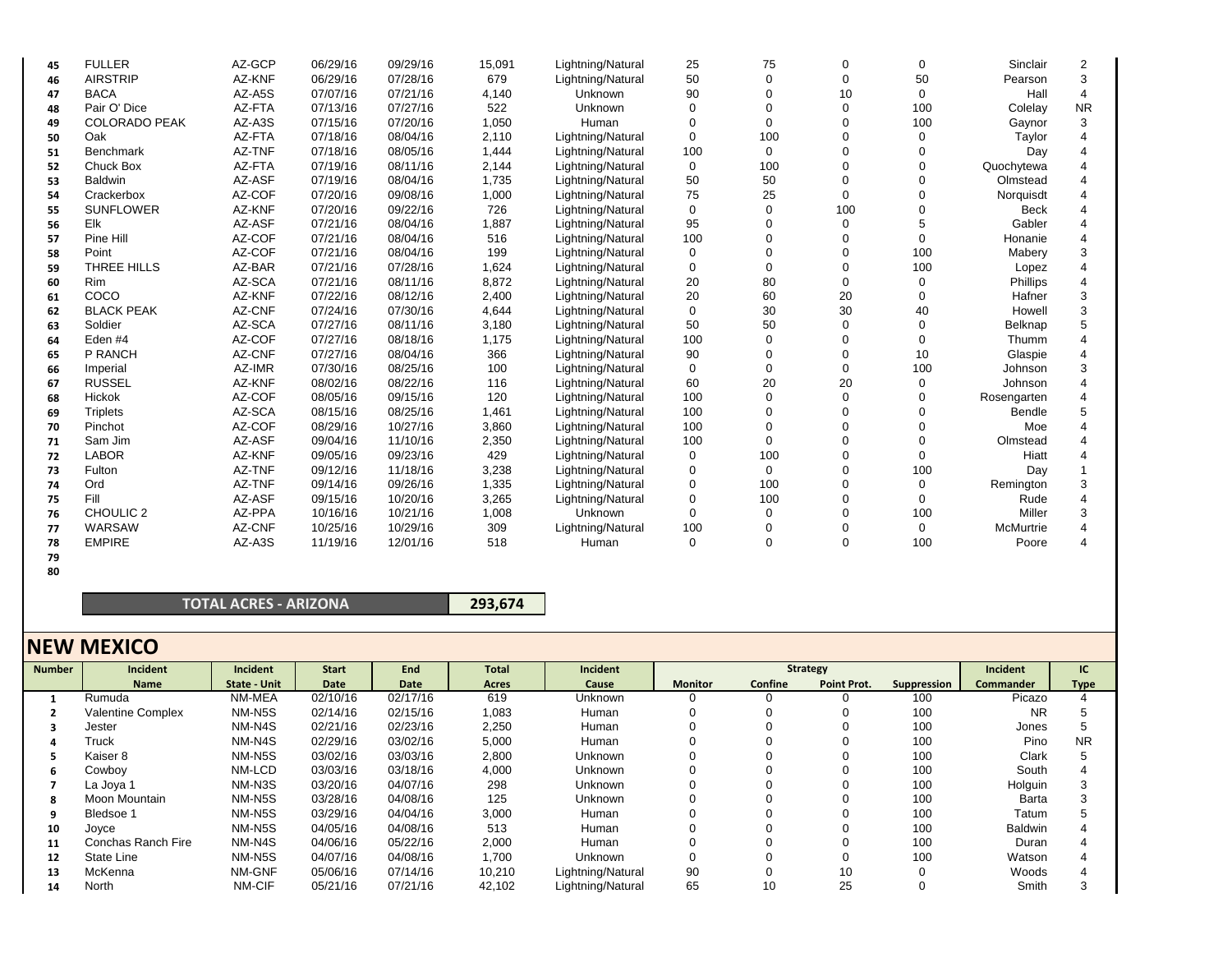| Number | Incident Name | Incident State - Unit | Start Date | End Date | Total Acres | Incident Cause | Monitor | Confine | Point Prot. | Suppression | Incident Commander | IC Type |
|---|---|---|---|---|---|---|---|---|---|---|---|---|
| 45 | FULLER | AZ-GCP | 06/29/16 | 09/29/16 | 15,091 | Lightning/Natural | 25 | 75 | 0 | 0 | Sinclair | 2 |
| 46 | AIRSTRIP | AZ-KNF | 06/29/16 | 07/28/16 | 679 | Lightning/Natural | 50 | 0 | 0 | 50 | Pearson | 3 |
| 47 | BACA | AZ-A5S | 07/07/16 | 07/21/16 | 4,140 | Unknown | 90 | 0 | 10 | 0 | Hall | 4 |
| 48 | Pair O' Dice | AZ-FTA | 07/13/16 | 07/27/16 | 522 | Unknown | 0 | 0 | 0 | 100 | Colelay | NR |
| 49 | COLORADO PEAK | AZ-A3S | 07/15/16 | 07/20/16 | 1,050 | Human | 0 | 0 | 0 | 100 | Gaynor | 3 |
| 50 | Oak | AZ-FTA | 07/18/16 | 08/04/16 | 2,110 | Lightning/Natural | 0 | 100 | 0 | 0 | Taylor | 4 |
| 51 | Benchmark | AZ-TNF | 07/18/16 | 08/05/16 | 1,444 | Lightning/Natural | 100 | 0 | 0 | 0 | Day | 4 |
| 52 | Chuck Box | AZ-FTA | 07/19/16 | 08/11/16 | 2,144 | Lightning/Natural | 0 | 100 | 0 | 0 | Quochytewa | 4 |
| 53 | Baldwin | AZ-ASF | 07/19/16 | 08/04/16 | 1,735 | Lightning/Natural | 50 | 50 | 0 | 0 | Olmstead | 4 |
| 54 | Crackerbox | AZ-COF | 07/20/16 | 09/08/16 | 1,000 | Lightning/Natural | 75 | 25 | 0 | 0 | Norquisdt | 4 |
| 55 | SUNFLOWER | AZ-KNF | 07/20/16 | 09/22/16 | 726 | Lightning/Natural | 0 | 0 | 100 | 0 | Beck | 4 |
| 56 | Elk | AZ-ASF | 07/21/16 | 08/04/16 | 1,887 | Lightning/Natural | 95 | 0 | 0 | 5 | Gabler | 4 |
| 57 | Pine Hill | AZ-COF | 07/21/16 | 08/04/16 | 516 | Lightning/Natural | 100 | 0 | 0 | 0 | Honanie | 4 |
| 58 | Point | AZ-COF | 07/21/16 | 08/04/16 | 199 | Lightning/Natural | 0 | 0 | 0 | 100 | Mabery | 3 |
| 59 | THREE HILLS | AZ-BAR | 07/21/16 | 07/28/16 | 1,624 | Lightning/Natural | 0 | 0 | 0 | 100 | Lopez | 4 |
| 60 | Rim | AZ-SCA | 07/21/16 | 08/11/16 | 8,872 | Lightning/Natural | 20 | 80 | 0 | 0 | Phillips | 4 |
| 61 | COCO | AZ-KNF | 07/22/16 | 08/12/16 | 2,400 | Lightning/Natural | 20 | 60 | 20 | 0 | Hafner | 3 |
| 62 | BLACK PEAK | AZ-CNF | 07/24/16 | 07/30/16 | 4,644 | Lightning/Natural | 0 | 30 | 30 | 40 | Howell | 3 |
| 63 | Soldier | AZ-SCA | 07/27/16 | 08/11/16 | 3,180 | Lightning/Natural | 50 | 50 | 0 | 0 | Belknap | 5 |
| 64 | Eden #4 | AZ-COF | 07/27/16 | 08/18/16 | 1,175 | Lightning/Natural | 100 | 0 | 0 | 0 | Thumm | 4 |
| 65 | P RANCH | AZ-CNF | 07/27/16 | 08/04/16 | 366 | Lightning/Natural | 90 | 0 | 0 | 10 | Glaspie | 4 |
| 66 | Imperial | AZ-IMR | 07/30/16 | 08/25/16 | 100 | Lightning/Natural | 0 | 0 | 0 | 100 | Johnson | 3 |
| 67 | RUSSEL | AZ-KNF | 08/02/16 | 08/22/16 | 116 | Lightning/Natural | 60 | 20 | 20 | 0 | Johnson | 4 |
| 68 | Hickok | AZ-COF | 08/05/16 | 09/15/16 | 120 | Lightning/Natural | 100 | 0 | 0 | 0 | Rosengarten | 4 |
| 69 | Triplets | AZ-SCA | 08/15/16 | 08/25/16 | 1,461 | Lightning/Natural | 100 | 0 | 0 | 0 | Bendle | 5 |
| 70 | Pinchot | AZ-COF | 08/29/16 | 10/27/16 | 3,860 | Lightning/Natural | 100 | 0 | 0 | 0 | Moe | 4 |
| 71 | Sam Jim | AZ-ASF | 09/04/16 | 11/10/16 | 2,350 | Lightning/Natural | 100 | 0 | 0 | 0 | Olmstead | 4 |
| 72 | LABOR | AZ-KNF | 09/05/16 | 09/23/16 | 429 | Lightning/Natural | 0 | 100 | 0 | 0 | Hiatt | 4 |
| 73 | Fulton | AZ-TNF | 09/12/16 | 11/18/16 | 3,238 | Lightning/Natural | 0 | 0 | 0 | 100 | Day | 1 |
| 74 | Ord | AZ-TNF | 09/14/16 | 09/26/16 | 1,335 | Lightning/Natural | 0 | 100 | 0 | 0 | Remington | 3 |
| 75 | Fill | AZ-ASF | 09/15/16 | 10/20/16 | 3,265 | Lightning/Natural | 0 | 100 | 0 | 0 | Rude | 4 |
| 76 | CHOULIC 2 | AZ-PPA | 10/16/16 | 10/21/16 | 1,008 | Unknown | 0 | 0 | 0 | 100 | Miller | 3 |
| 77 | WARSAW | AZ-CNF | 10/25/16 | 10/29/16 | 309 | Lightning/Natural | 100 | 0 | 0 | 0 | McMurtrie | 4 |
| 78 | EMPIRE | AZ-A3S | 11/19/16 | 12/01/16 | 518 | Human | 0 | 0 | 0 | 100 | Poore | 4 |
| 79 | | | | | | | | | | | | |
| 80 | | | | | | | | | | | | |

| TOTAL ACRES - ARIZONA | 293,674 |
|---|---|

## NEW MEXICO

| Number | Incident Name | Incident State - Unit | Start Date | End Date | Total Acres | Incident Cause | Strategy | | | | Incident Commander | IC Type |
|---|---|---|---|---|---|---|---|---|---|---|---|---|
| | | | | | | | Monitor | Confine | Point Prot. | Suppression | | |
| 1 | Rumuda | NM-MEA | 02/10/16 | 02/17/16 | 619 | Unknown | 0 | 0 | 0 | 100 | Picazo | 4 |
| 2 | Valentine Complex | NM-N5S | 02/14/16 | 02/15/16 | 1,083 | Human | 0 | 0 | 0 | 100 | NR | 5 |
| 3 | Jester | NM-N4S | 02/21/16 | 02/23/16 | 2,250 | Human | 0 | 0 | 0 | 100 | Jones | 5 |
| 4 | Truck | NM-N4S | 02/29/16 | 03/02/16 | 5,000 | Human | 0 | 0 | 0 | 100 | Pino | NR |
| 5 | Kaiser 8 | NM-N5S | 03/02/16 | 03/03/16 | 2,800 | Unknown | 0 | 0 | 0 | 100 | Clark | 5 |
| 6 | Cowboy | NM-LCD | 03/03/16 | 03/18/16 | 4,000 | Unknown | 0 | 0 | 0 | 100 | South | 4 |
| 7 | La Joya 1 | NM-N3S | 03/20/16 | 04/07/16 | 298 | Unknown | 0 | 0 | 0 | 100 | Holguin | 3 |
| 8 | Moon Mountain | NM-N5S | 03/28/16 | 04/08/16 | 125 | Unknown | 0 | 0 | 0 | 100 | Barta | 3 |
| 9 | Bledsoe 1 | NM-N5S | 03/29/16 | 04/04/16 | 3,000 | Human | 0 | 0 | 0 | 100 | Tatum | 5 |
| 10 | Joyce | NM-N5S | 04/05/16 | 04/08/16 | 513 | Human | 0 | 0 | 0 | 100 | Baldwin | 4 |
| 11 | Conchas Ranch Fire | NM-N4S | 04/06/16 | 05/22/16 | 2,000 | Human | 0 | 0 | 0 | 100 | Duran | 4 |
| 12 | State Line | NM-N5S | 04/07/16 | 04/08/16 | 1,700 | Unknown | 0 | 0 | 0 | 100 | Watson | 4 |
| 13 | McKenna | NM-GNF | 05/06/16 | 07/14/16 | 10,210 | Lightning/Natural | 90 | 0 | 10 | 0 | Woods | 4 |
| 14 | North | NM-CIF | 05/21/16 | 07/21/16 | 42,102 | Lightning/Natural | 65 | 10 | 25 | 0 | Smith | 3 |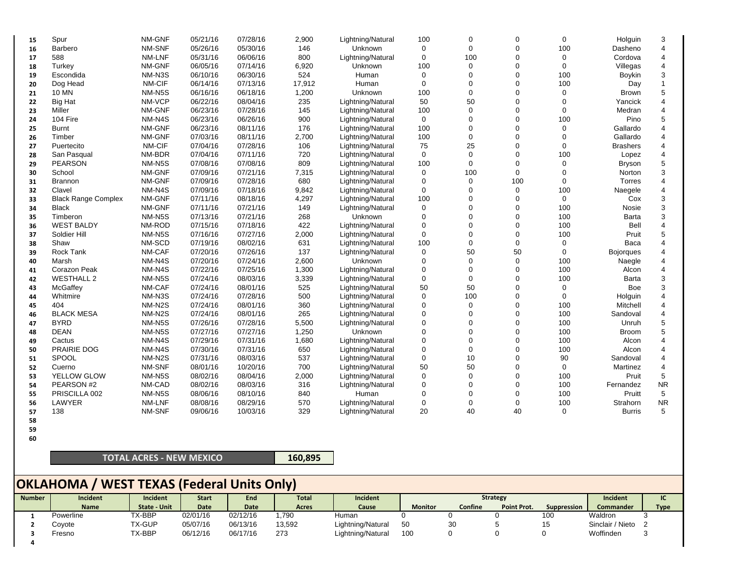| Number | Incident Name | Incident State - Unit | Start Date | End Date | Total Acres | Incident Cause | Monitor | Confine | Point Prot. | Suppression | Incident Commander | IC Type |
|---|---|---|---|---|---|---|---|---|---|---|---|---|
| 15 | Spur | NM-GNF | 05/21/16 | 07/28/16 | 2,900 | Lightning/Natural | 100 | 0 | 0 | 0 | Holguin | 3 |
| 16 | Barbero | NM-SNF | 05/26/16 | 05/30/16 | 146 | Unknown | 0 | 0 | 0 | 100 | Dasheno | 4 |
| 17 | 588 | NM-LNF | 05/31/16 | 06/06/16 | 800 | Lightning/Natural | 0 | 100 | 0 | 0 | Cordova | 4 |
| 18 | Turkey | NM-GNF | 06/05/16 | 07/14/16 | 6,920 | Unknown | 100 | 0 | 0 | 0 | Villegas | 4 |
| 19 | Escondida | NM-N3S | 06/10/16 | 06/30/16 | 524 | Human | 0 | 0 | 0 | 100 | Boykin | 3 |
| 20 | Dog Head | NM-CIF | 06/14/16 | 07/13/16 | 17,912 | Human | 0 | 0 | 0 | 100 | Day | 1 |
| 21 | 10 MN | NM-N5S | 06/16/16 | 06/18/16 | 1,200 | Unknown | 100 | 0 | 0 | 0 | Brown | 5 |
| 22 | Big Hat | NM-VCP | 06/22/16 | 08/04/16 | 235 | Lightning/Natural | 50 | 50 | 0 | 0 | Yancick | 4 |
| 23 | Miller | NM-GNF | 06/23/16 | 07/28/16 | 145 | Lightning/Natural | 100 | 0 | 0 | 0 | Medran | 4 |
| 24 | 104 Fire | NM-N4S | 06/23/16 | 06/26/16 | 900 | Lightning/Natural | 0 | 0 | 0 | 100 | Pino | 5 |
| 25 | Burnt | NM-GNF | 06/23/16 | 08/11/16 | 176 | Lightning/Natural | 100 | 0 | 0 | 0 | Gallardo | 4 |
| 26 | Timber | NM-GNF | 07/03/16 | 08/11/16 | 2,700 | Lightning/Natural | 100 | 0 | 0 | 0 | Gallardo | 4 |
| 27 | Puertecito | NM-CIF | 07/04/16 | 07/28/16 | 106 | Lightning/Natural | 75 | 25 | 0 | 0 | Brashers | 4 |
| 28 | San Pasqual | NM-BDR | 07/04/16 | 07/11/16 | 720 | Lightning/Natural | 0 | 0 | 0 | 100 | Lopez | 4 |
| 29 | PEARSON | NM-N5S | 07/08/16 | 07/08/16 | 809 | Lightning/Natural | 100 | 0 | 0 | 0 | Bryson | 5 |
| 30 | School | NM-GNF | 07/09/16 | 07/21/16 | 7,315 | Lightning/Natural | 0 | 100 | 0 | 0 | Norton | 3 |
| 31 | Brannon | NM-GNF | 07/09/16 | 07/28/16 | 680 | Lightning/Natural | 0 | 0 | 100 | 0 | Torres | 4 |
| 32 | Clavel | NM-N4S | 07/09/16 | 07/18/16 | 9,842 | Lightning/Natural | 0 | 0 | 0 | 100 | Naegele | 4 |
| 33 | Black Range Complex | NM-GNF | 07/11/16 | 08/18/16 | 4,297 | Lightning/Natural | 100 | 0 | 0 | 0 | Cox | 3 |
| 34 | Black | NM-GNF | 07/11/16 | 07/21/16 | 149 | Lightning/Natural | 0 | 0 | 0 | 100 | Nosie | 3 |
| 35 | Timberon | NM-N5S | 07/13/16 | 07/21/16 | 268 | Unknown | 0 | 0 | 0 | 100 | Barta | 3 |
| 36 | WEST BALDY | NM-ROD | 07/15/16 | 07/18/16 | 422 | Lightning/Natural | 0 | 0 | 0 | 100 | Bell | 4 |
| 37 | Soldier Hill | NM-N5S | 07/16/16 | 07/27/16 | 2,000 | Lightning/Natural | 0 | 0 | 0 | 100 | Pruit | 5 |
| 38 | Shaw | NM-SCD | 07/19/16 | 08/02/16 | 631 | Lightning/Natural | 100 | 0 | 0 | 0 | Baca | 4 |
| 39 | Rock Tank | NM-CAF | 07/20/16 | 07/26/16 | 137 | Lightning/Natural | 0 | 50 | 50 | 0 | Bojorques | 4 |
| 40 | Marsh | NM-N4S | 07/20/16 | 07/24/16 | 2,600 | Unknown | 0 | 0 | 0 | 100 | Naegle | 4 |
| 41 | Corazon Peak | NM-N4S | 07/22/16 | 07/25/16 | 1,300 | Lightning/Natural | 0 | 0 | 0 | 100 | Alcon | 4 |
| 42 | WESTHALL 2 | NM-N5S | 07/24/16 | 08/03/16 | 3,339 | Lightning/Natural | 0 | 0 | 0 | 100 | Barta | 3 |
| 43 | McGaffey | NM-CAF | 07/24/16 | 08/01/16 | 525 | Lightning/Natural | 50 | 50 | 0 | 0 | Boe | 3 |
| 44 | Whitmire | NM-N3S | 07/24/16 | 07/28/16 | 500 | Lightning/Natural | 0 | 100 | 0 | 0 | Holguin | 4 |
| 45 | 404 | NM-N2S | 07/24/16 | 08/01/16 | 360 | Lightning/Natural | 0 | 0 | 0 | 100 | Mitchell | 4 |
| 46 | BLACK MESA | NM-N2S | 07/24/16 | 08/01/16 | 265 | Lightning/Natural | 0 | 0 | 0 | 100 | Sandoval | 4 |
| 47 | BYRD | NM-N5S | 07/26/16 | 07/28/16 | 5,500 | Lightning/Natural | 0 | 0 | 0 | 100 | Unruh | 5 |
| 48 | DEAN | NM-N5S | 07/27/16 | 07/27/16 | 1,250 | Unknown | 0 | 0 | 0 | 100 | Broom | 5 |
| 49 | Cactus | NM-N4S | 07/29/16 | 07/31/16 | 1,680 | Lightning/Natural | 0 | 0 | 0 | 100 | Alcon | 4 |
| 50 | PRAIRIE DOG | NM-N4S | 07/30/16 | 07/31/16 | 650 | Lightning/Natural | 0 | 0 | 0 | 100 | Alcon | 4 |
| 51 | SPOOL | NM-N2S | 07/31/16 | 08/03/16 | 537 | Lightning/Natural | 0 | 10 | 0 | 90 | Sandoval | 4 |
| 52 | Cuerno | NM-SNF | 08/01/16 | 10/20/16 | 700 | Lightning/Natural | 50 | 50 | 0 | 0 | Martinez | 4 |
| 53 | YELLOW GLOW | NM-N5S | 08/02/16 | 08/04/16 | 2,000 | Lightning/Natural | 0 | 0 | 0 | 100 | Pruit | 5 |
| 54 | PEARSON #2 | NM-CAD | 08/02/16 | 08/03/16 | 316 | Lightning/Natural | 0 | 0 | 0 | 100 | Fernandez | NR |
| 55 | PRISCILLA 002 | NM-N5S | 08/06/16 | 08/10/16 | 840 | Human | 0 | 0 | 0 | 100 | Pruitt | 5 |
| 56 | LAWYER | NM-LNF | 08/08/16 | 08/29/16 | 570 | Lightning/Natural | 0 | 0 | 0 | 100 | Strahorn | NR |
| 57 | 138 | NM-SNF | 09/06/16 | 10/03/16 | 329 | Lightning/Natural | 20 | 40 | 40 | 0 | Burris | 5 |
| 58 | | | | | | | | | | | | |
| 59 | | | | | | | | | | | | |
| 60 | | | | | | | | | | | | |

**TOTAL ACRES - NEW MEXICO** | **160,895**

## OKLAHOMA / WEST TEXAS (Federal Units Only)

| Number | Incident Name | Incident State - Unit | Start Date | End Date | Total Acres | Incident Cause | Strategy | | | | Incident Commander | IC Type |
|---|---|---|---|---|---|---|---|---|---|---|---|---|
| | | | | | | | Monitor | Confine | Point Prot. | Suppression | | |
| 1 | Powerline | TX-BBP | 02/01/16 | 02/12/16 | 1,790 | Human | 0 | 0 | 0 | 100 | Waldron | 3 |
| 2 | Coyote | TX-GUP | 05/07/16 | 06/13/16 | 13,592 | Lightning/Natural | 50 | 30 | 5 | 15 | Sinclair / Nieto | 2 |
| 3 | Fresno | TX-BBP | 06/12/16 | 06/17/16 | 273 | Lightning/Natural | 100 | 0 | 0 | 0 | Woffinden | 3 |
| 4 | | | | | | | | | | | | |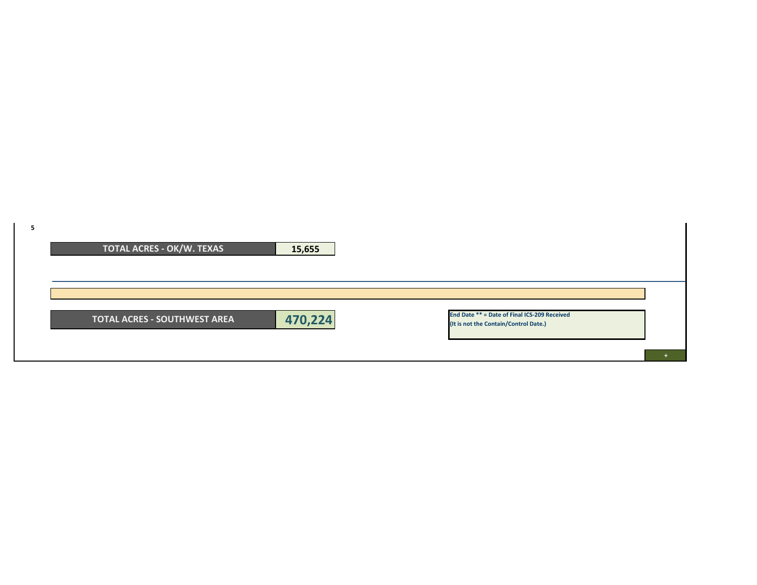5

| | |
|---|---|
| **TOTAL ACRES - OK/W. TEXAS** | **15,655** |

| | |
|---|---|
| **TOTAL ACRES - SOUTHWEST AREA** | **470,224** |

**End Date ** = Date of Final ICS-209 Received**
**(It is not the Contain/Control Date.)**

+